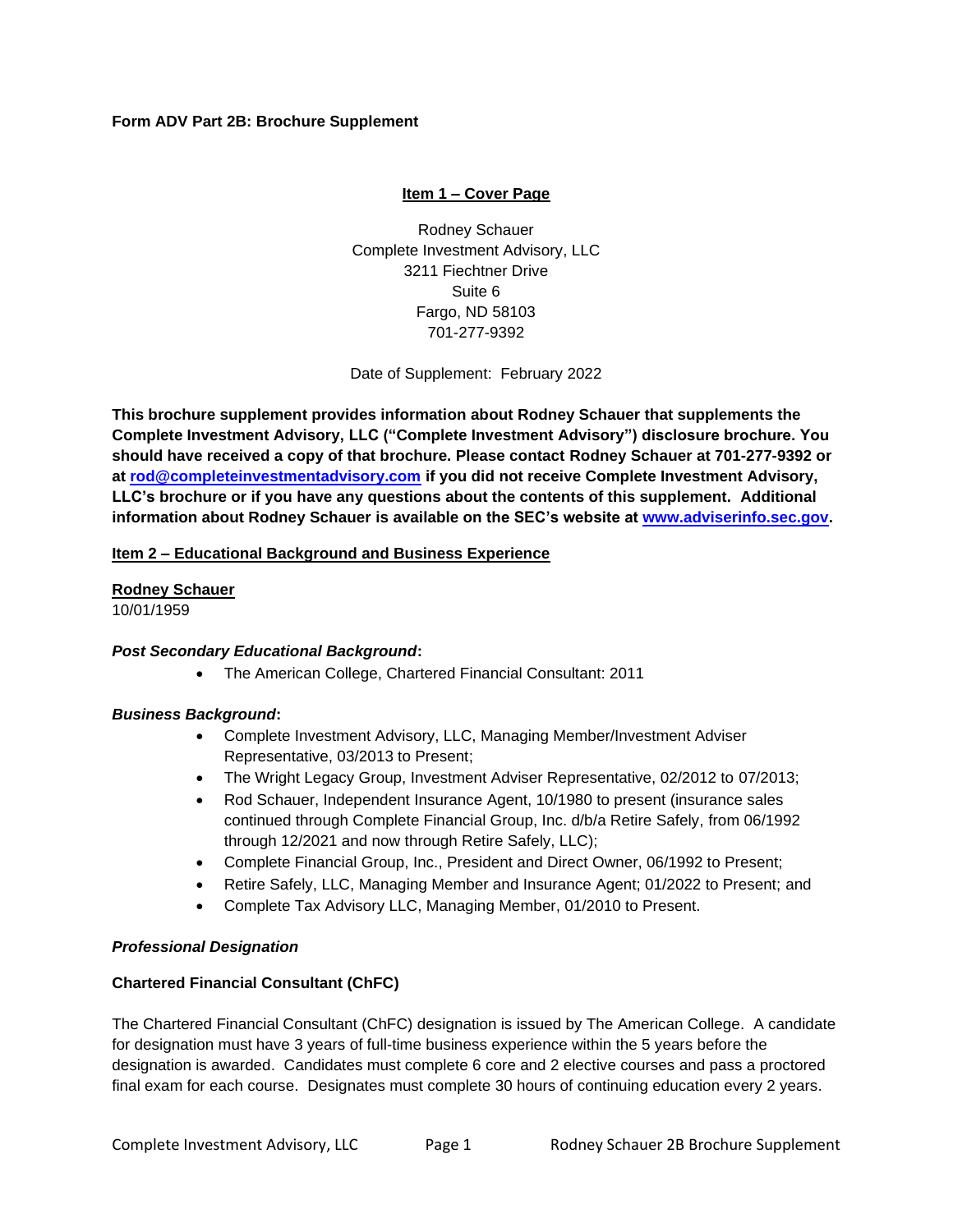**Form ADV Part 2B: Brochure Supplement**

## Item 1 – Cover Page

Rodney Schauer
Complete Investment Advisory, LLC
3211 Fiechtner Drive
Suite 6
Fargo, ND 58103
701-277-9392

Date of Supplement: February 2022

**This brochure supplement provides information about Rodney Schauer that supplements the Complete Investment Advisory, LLC ("Complete Investment Advisory") disclosure brochure. You should have received a copy of that brochure. Please contact Rodney Schauer at 701-277-9392 or at [rod@completeinvestmentadvisory.com](mailto:rod@completeinvestmentadvisory.com) if you did not receive Complete Investment Advisory, LLC's brochure or if you have any questions about the contents of this supplement. Additional information about Rodney Schauer is available on the SEC's website at [www.adviserinfo.sec.gov](http://www.adviserinfo.sec.gov).**

## Item 2 – Educational Background and Business Experience

**Rodney Schauer**
10/01/1959

***Post Secondary Educational Background*:**

- The American College, Chartered Financial Consultant: 2011

***Business Background*:**

- Complete Investment Advisory, LLC, Managing Member/Investment Adviser Representative, 03/2013 to Present;
- The Wright Legacy Group, Investment Adviser Representative, 02/2012 to 07/2013;
- Rod Schauer, Independent Insurance Agent, 10/1980 to present (insurance sales continued through Complete Financial Group, Inc. d/b/a Retire Safely, from 06/1992 through 12/2021 and now through Retire Safely, LLC);
- Complete Financial Group, Inc., President and Direct Owner, 06/1992 to Present;
- Retire Safely, LLC, Managing Member and Insurance Agent; 01/2022 to Present; and
- Complete Tax Advisory LLC, Managing Member, 01/2010 to Present.

***Professional Designation***

**Chartered Financial Consultant (ChFC)**

The Chartered Financial Consultant (ChFC) designation is issued by The American College. A candidate for designation must have 3 years of full-time business experience within the 5 years before the designation is awarded. Candidates must complete 6 core and 2 elective courses and pass a proctored final exam for each course. Designates must complete 30 hours of continuing education every 2 years.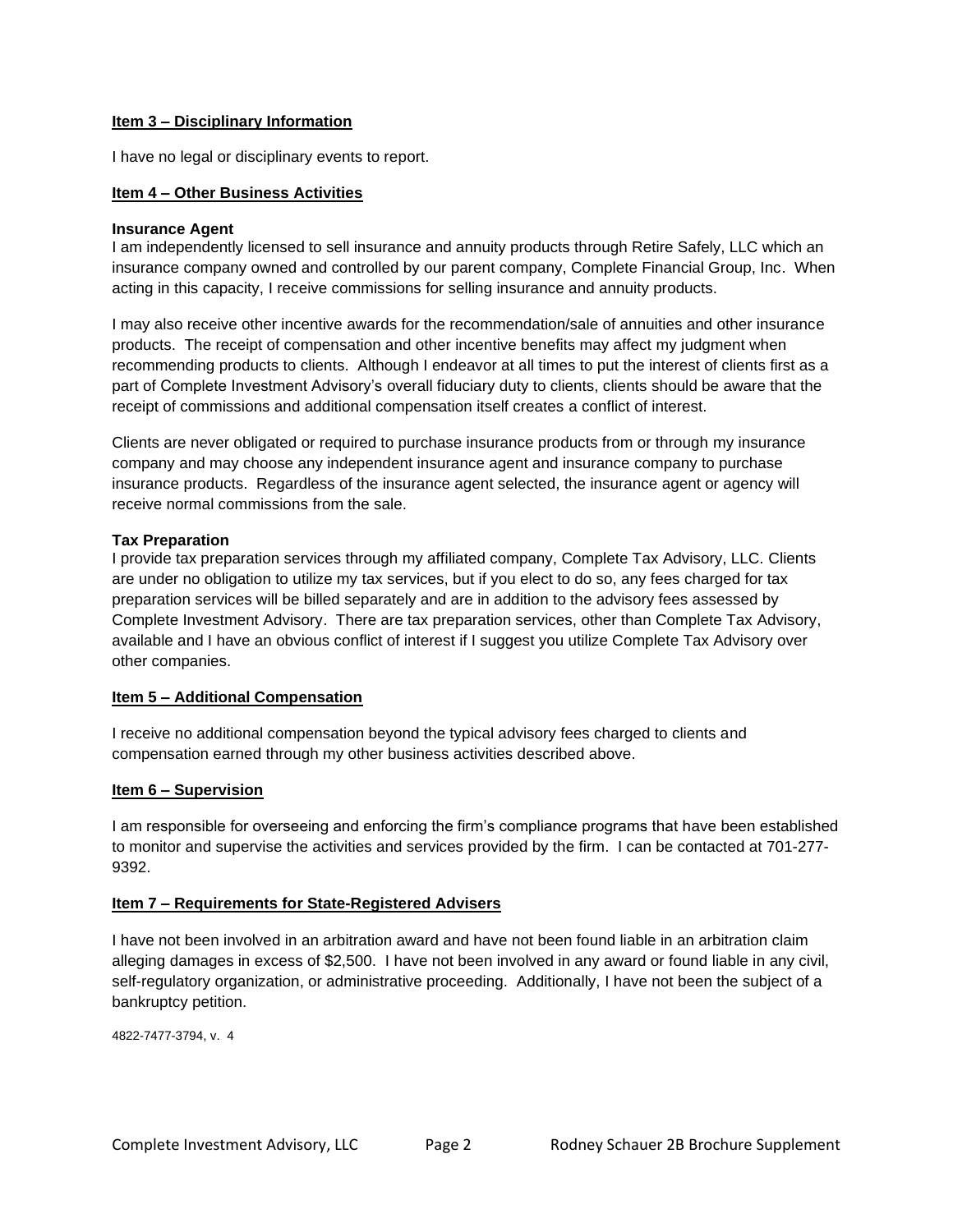## Item 3 – Disciplinary Information

I have no legal or disciplinary events to report.

## Item 4 – Other Business Activities

**Insurance Agent**

I am independently licensed to sell insurance and annuity products through Retire Safely, LLC which an insurance company owned and controlled by our parent company, Complete Financial Group, Inc. When acting in this capacity, I receive commissions for selling insurance and annuity products.

I may also receive other incentive awards for the recommendation/sale of annuities and other insurance products. The receipt of compensation and other incentive benefits may affect my judgment when recommending products to clients. Although I endeavor at all times to put the interest of clients first as a part of Complete Investment Advisory's overall fiduciary duty to clients, clients should be aware that the receipt of commissions and additional compensation itself creates a conflict of interest.

Clients are never obligated or required to purchase insurance products from or through my insurance company and may choose any independent insurance agent and insurance company to purchase insurance products. Regardless of the insurance agent selected, the insurance agent or agency will receive normal commissions from the sale.

**Tax Preparation**

I provide tax preparation services through my affiliated company, Complete Tax Advisory, LLC. Clients are under no obligation to utilize my tax services, but if you elect to do so, any fees charged for tax preparation services will be billed separately and are in addition to the advisory fees assessed by Complete Investment Advisory. There are tax preparation services, other than Complete Tax Advisory, available and I have an obvious conflict of interest if I suggest you utilize Complete Tax Advisory over other companies.

## Item 5 – Additional Compensation

I receive no additional compensation beyond the typical advisory fees charged to clients and compensation earned through my other business activities described above.

## Item 6 – Supervision

I am responsible for overseeing and enforcing the firm's compliance programs that have been established to monitor and supervise the activities and services provided by the firm. I can be contacted at 701-277-9392.

## Item 7 – Requirements for State-Registered Advisers

I have not been involved in an arbitration award and have not been found liable in an arbitration claim alleging damages in excess of $2,500. I have not been involved in any award or found liable in any civil, self-regulatory organization, or administrative proceeding. Additionally, I have not been the subject of a bankruptcy petition.

4822-7477-3794, v. 4